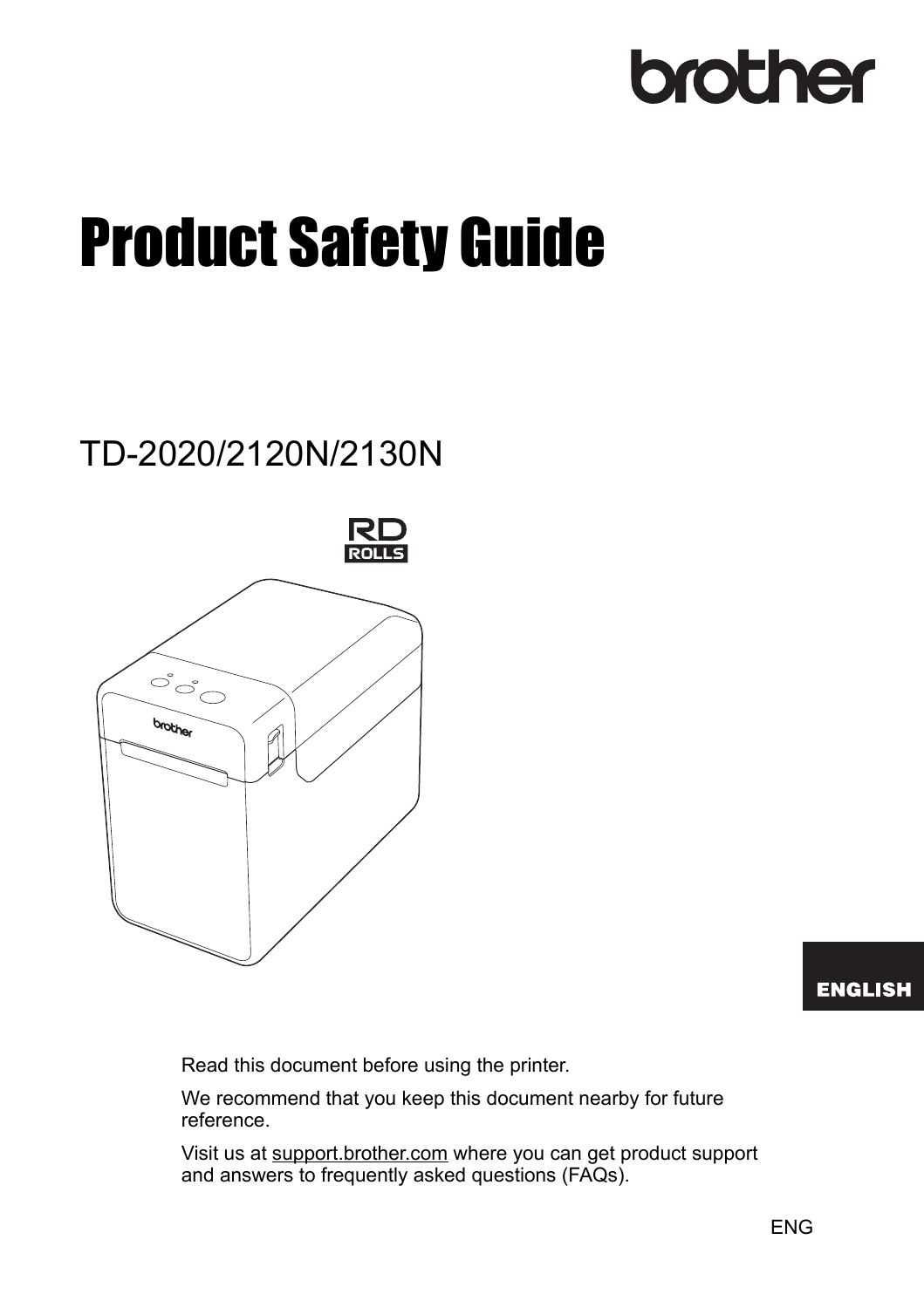brother

# Product Safety Guide

TD-2020/2120N/2130N

RD ROLLS

ENGLISH

Read this document before using the printer.

We recommend that you keep this document nearby for future reference.

Visit us at support.brother.com where you can get product support and answers to frequently asked questions (FAQs).

ENG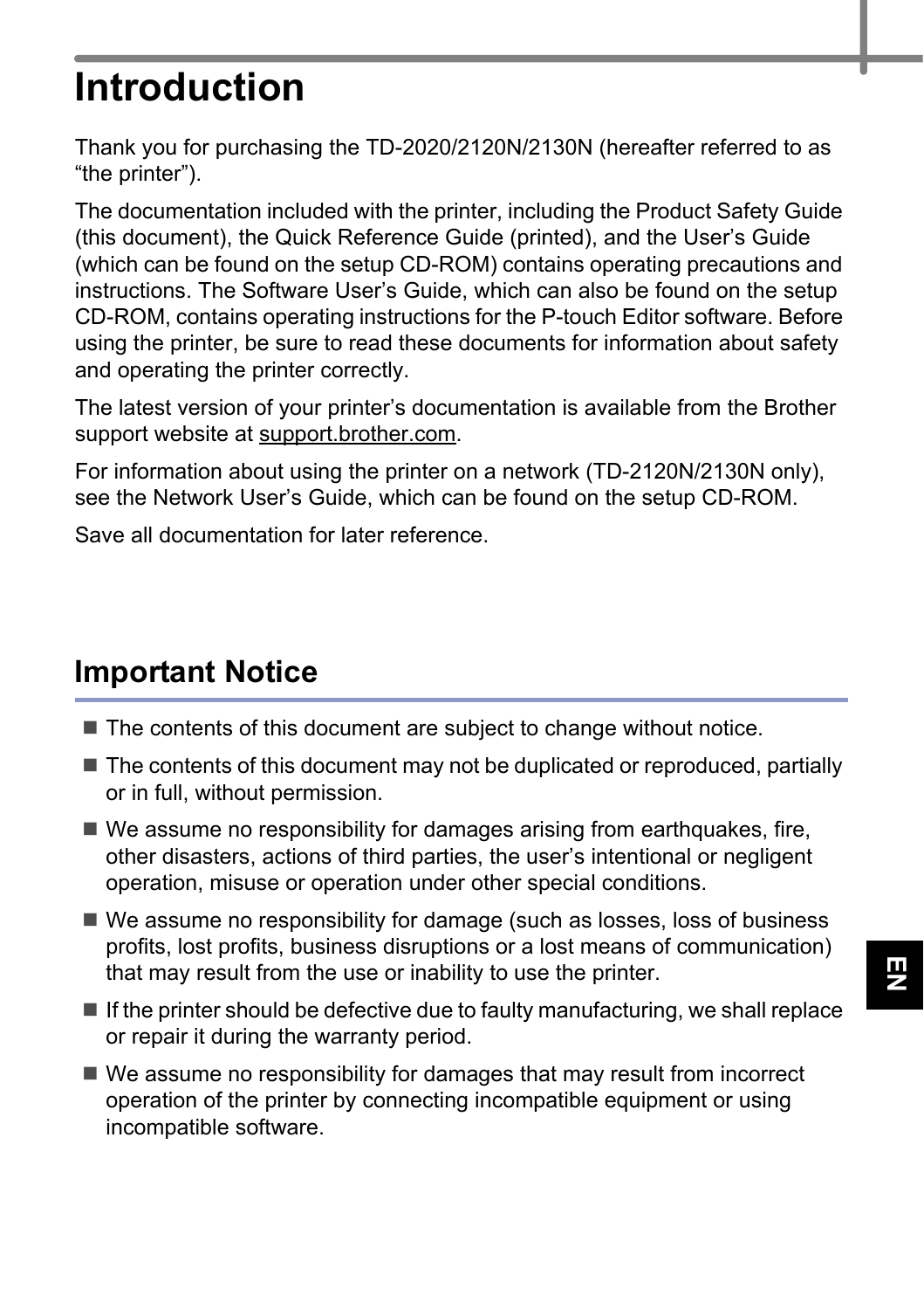# Introduction

Thank you for purchasing the TD-2020/2120N/2130N (hereafter referred to as "the printer").

The documentation included with the printer, including the Product Safety Guide (this document), the Quick Reference Guide (printed), and the User's Guide (which can be found on the setup CD-ROM) contains operating precautions and instructions. The Software User's Guide, which can also be found on the setup CD-ROM, contains operating instructions for the P-touch Editor software. Before using the printer, be sure to read these documents for information about safety and operating the printer correctly.

The latest version of your printer's documentation is available from the Brother support website at support.brother.com.

For information about using the printer on a network (TD-2120N/2130N only), see the Network User's Guide, which can be found on the setup CD-ROM.

Save all documentation for later reference.

## Important Notice

- The contents of this document are subject to change without notice.
- The contents of this document may not be duplicated or reproduced, partially or in full, without permission.
- We assume no responsibility for damages arising from earthquakes, fire, other disasters, actions of third parties, the user's intentional or negligent operation, misuse or operation under other special conditions.
- We assume no responsibility for damage (such as losses, loss of business profits, lost profits, business disruptions or a lost means of communication) that may result from the use or inability to use the printer.
- If the printer should be defective due to faulty manufacturing, we shall replace or repair it during the warranty period.
- We assume no responsibility for damages that may result from incorrect operation of the printer by connecting incompatible equipment or using incompatible software.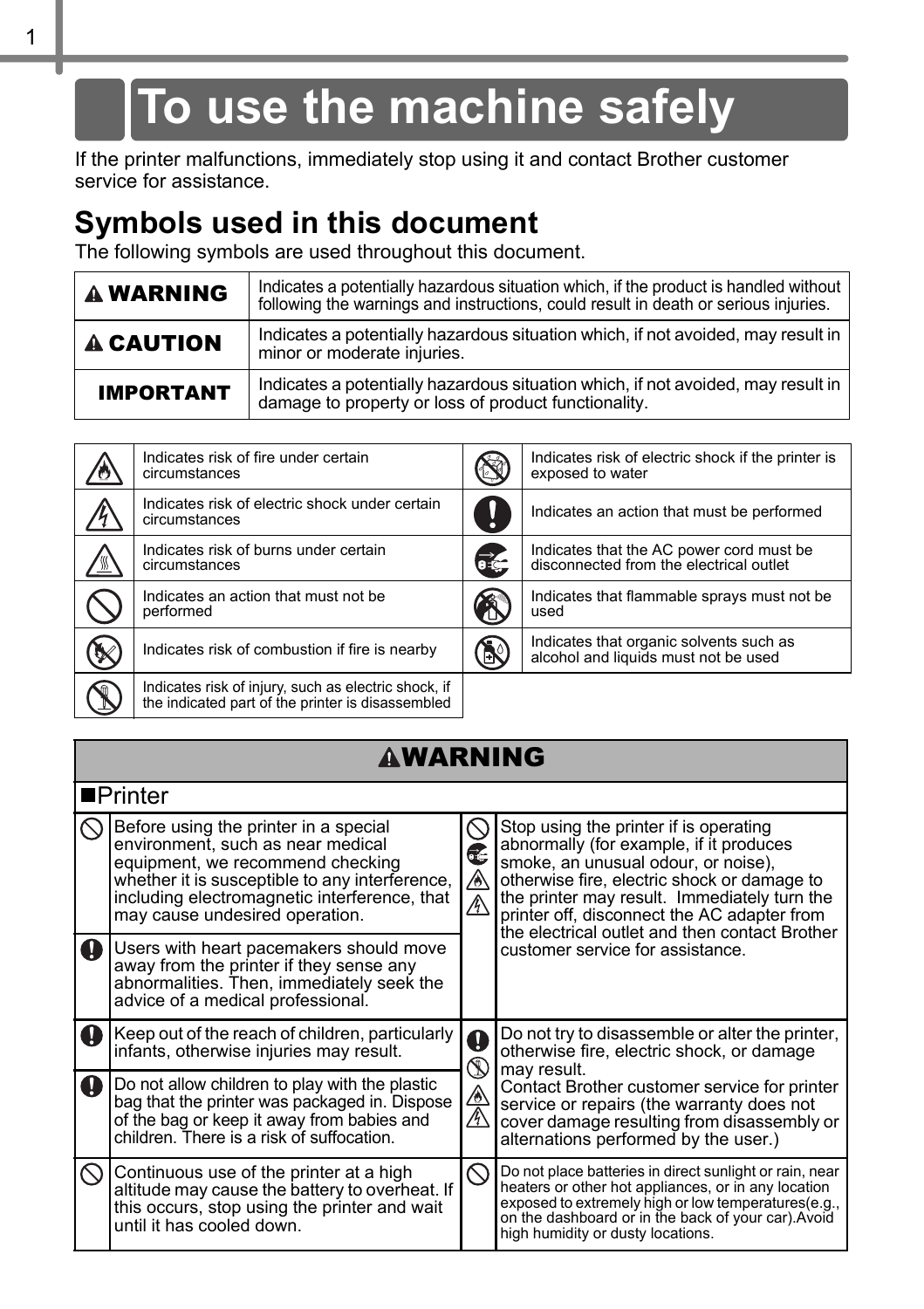# To use the machine safely

If the printer malfunctions, immediately stop using it and contact Brother customer service for assistance.

## Symbols used in this document

The following symbols are used throughout this document.

| | |
|---|---|
| **⚠ WARNING** | Indicates a potentially hazardous situation which, if the product is handled without following the warnings and instructions, could result in death or serious injuries. |
| **⚠ CAUTION** | Indicates a potentially hazardous situation which, if not avoided, may result in minor or moderate injuries. |
| **IMPORTANT** | Indicates a potentially hazardous situation which, if not avoided, may result in damage to property or loss of product functionality. |

| Symbol | Meaning | Symbol | Meaning |
|---|---|---|---|
| | Indicates risk of fire under certain circumstances | | Indicates risk of electric shock if the printer is exposed to water |
| | Indicates risk of electric shock under certain circumstances | | Indicates an action that must be performed |
| | Indicates risk of burns under certain circumstances | | Indicates that the AC power cord must be disconnected from the electrical outlet |
| | Indicates an action that must not be performed | | Indicates that flammable sprays must not be used |
| | Indicates risk of combustion if fire is nearby | | Indicates that organic solvents such as alcohol and liquids must not be used |
| | Indicates risk of injury, such as electric shock, if the indicated part of the printer is disassembled | | |

## ⚠WARNING

### ■Printer

- Before using the printer in a special environment, such as near medical equipment, we recommend checking whether it is susceptible to any interference, including electromagnetic interference, that may cause undesired operation.
- Users with heart pacemakers should move away from the printer if they sense any abnormalities. Then, immediately seek the advice of a medical professional.
- Stop using the printer if is operating abnormally (for example, if it produces smoke, an unusual odour, or noise), otherwise fire, electric shock or damage to the printer may result. Immediately turn the printer off, disconnect the AC adapter from the electrical outlet and then contact Brother customer service for assistance.
- Keep out of the reach of children, particularly infants, otherwise injuries may result.
- Do not allow children to play with the plastic bag that the printer was packaged in. Dispose of the bag or keep it away from babies and children. There is a risk of suffocation.
- Do not try to disassemble or alter the printer, otherwise fire, electric shock, or damage may result.
  Contact Brother customer service for printer service or repairs (the warranty does not cover damage resulting from disassembly or alternations performed by the user.)
- Continuous use of the printer at a high altitude may cause the battery to overheat. If this occurs, stop using the printer and wait until it has cooled down.
- Do not place batteries in direct sunlight or rain, near heaters or other hot appliances, or in any location exposed to extremely high or low temperatures(e.g., on the dashboard or in the back of your car).Avoid high humidity or dusty locations.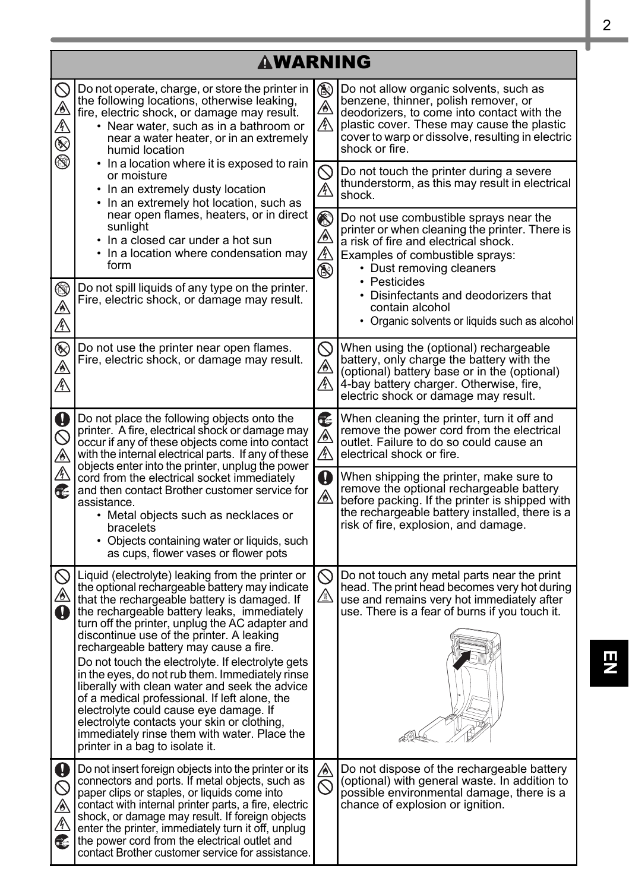# ⚠WARNING

Do not operate, charge, or store the printer in the following locations, otherwise leaking, fire, electric shock, or damage may result.

- Near water, such as in a bathroom or near a water heater, or in an extremely humid location
- In a location where it is exposed to rain or moisture
- In an extremely dusty location
- In an extremely hot location, such as near open flames, heaters, or in direct sunlight
- In a closed car under a hot sun
- In a location where condensation may form

Do not spill liquids of any type on the printer. Fire, electric shock, or damage may result.

Do not use the printer near open flames. Fire, electric shock, or damage may result.

Do not place the following objects onto the printer. A fire, electrical shock or damage may occur if any of these objects come into contact with the internal electrical parts. If any of these objects enter into the printer, unplug the power cord from the electrical socket immediately and then contact Brother customer service for assistance.

- Metal objects such as necklaces or bracelets
- Objects containing water or liquids, such as cups, flower vases or flower pots

Liquid (electrolyte) leaking from the printer or the optional rechargeable battery may indicate that the rechargeable battery is damaged. If the rechargeable battery leaks, immediately turn off the printer, unplug the AC adapter and discontinue use of the printer. A leaking rechargeable battery may cause a fire.

Do not touch the electrolyte. If electrolyte gets in the eyes, do not rub them. Immediately rinse liberally with clean water and seek the advice of a medical professional. If left alone, the electrolyte could cause eye damage. If electrolyte contacts your skin or clothing, immediately rinse them with water. Place the printer in a bag to isolate it.

Do not insert foreign objects into the printer or its connectors and ports. If metal objects, such as paper clips or staples, or liquids come into contact with internal printer parts, a fire, electric shock, or damage may result. If foreign objects enter the printer, immediately turn it off, unplug the power cord from the electrical outlet and contact Brother customer service for assistance.

Do not allow organic solvents, such as benzene, thinner, polish remover, or deodorizers, to come into contact with the plastic cover. These may cause the plastic cover to warp or dissolve, resulting in electric shock or fire.

Do not touch the printer during a severe thunderstorm, as this may result in electrical shock.

Do not use combustible sprays near the printer or when cleaning the printer. There is a risk of fire and electrical shock.

Examples of combustible sprays:

- Dust removing cleaners
- Pesticides
- Disinfectants and deodorizers that contain alcohol
- Organic solvents or liquids such as alcohol

When using the (optional) rechargeable battery, only charge the battery with the (optional) battery base or in the (optional) 4-bay battery charger. Otherwise, fire, electric shock or damage may result.

When cleaning the printer, turn it off and remove the power cord from the electrical outlet. Failure to do so could cause an electrical shock or fire.

When shipping the printer, make sure to remove the optional rechargeable battery before packing. If the printer is shipped with the rechargeable battery installed, there is a risk of fire, explosion, and damage.

Do not touch any metal parts near the print head. The print head becomes very hot during use and remains very hot immediately after use. There is a fear of burns if you touch it.

Do not dispose of the rechargeable battery (optional) with general waste. In addition to possible environmental damage, there is a chance of explosion or ignition.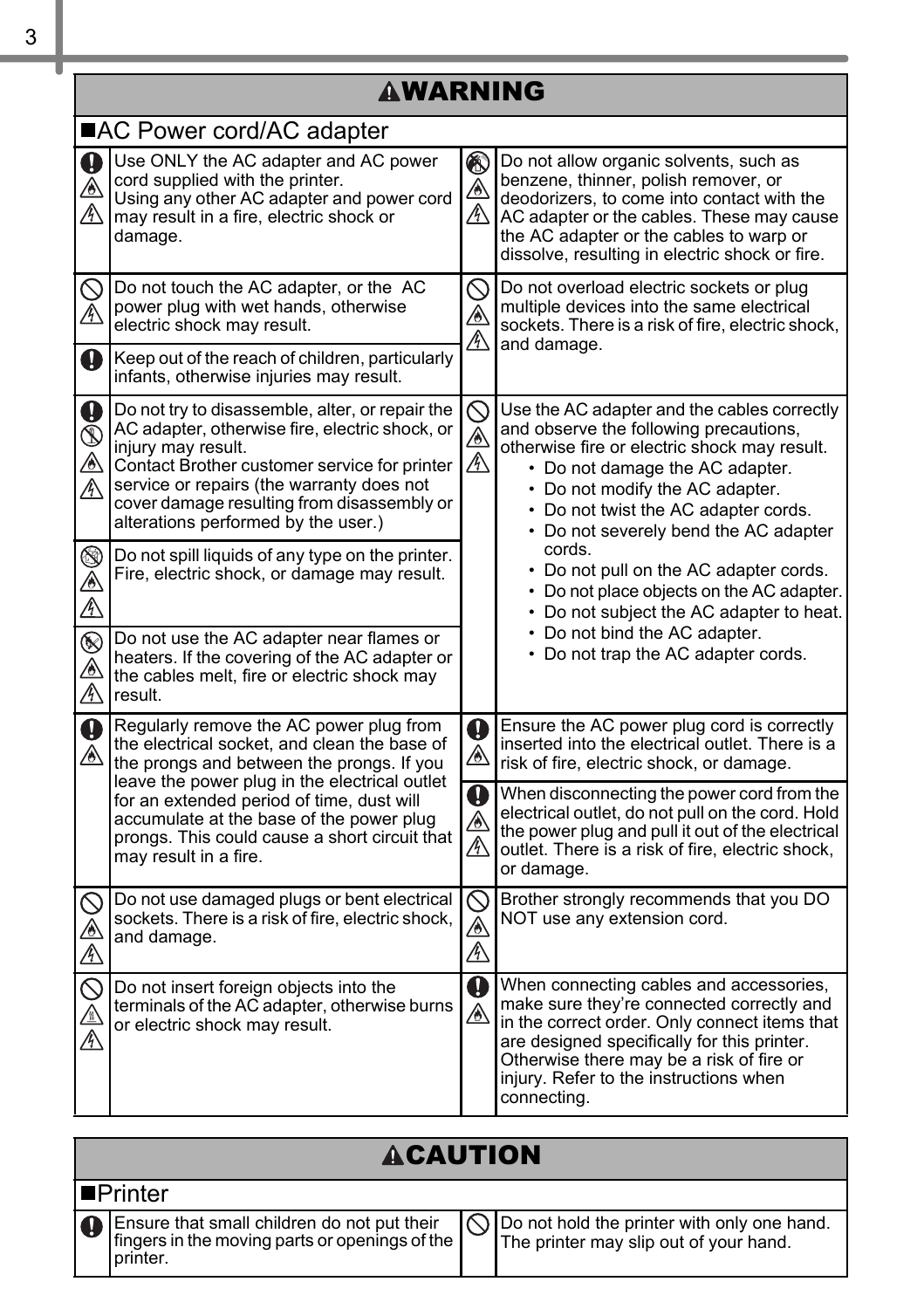## WARNING

### AC Power cord/AC adapter

Use ONLY the AC adapter and AC power cord supplied with the printer.
Using any other AC adapter and power cord may result in a fire, electric shock or damage.

Do not touch the AC adapter, or the AC power plug with wet hands, otherwise electric shock may result.

Keep out of the reach of children, particularly infants, otherwise injuries may result.

Do not try to disassemble, alter, or repair the AC adapter, otherwise fire, electric shock, or injury may result.
Contact Brother customer service for printer service or repairs (the warranty does not cover damage resulting from disassembly or alterations performed by the user.)

Do not spill liquids of any type on the printer. Fire, electric shock, or damage may result.

Do not use the AC adapter near flames or heaters. If the covering of the AC adapter or the cables melt, fire or electric shock may result.

Do not allow organic solvents, such as benzene, thinner, polish remover, or deodorizers, to come into contact with the AC adapter or the cables. These may cause the AC adapter or the cables to warp or dissolve, resulting in electric shock or fire.

Do not overload electric sockets or plug multiple devices into the same electrical sockets. There is a risk of fire, electric shock, and damage.

Use the AC adapter and the cables correctly and observe the following precautions, otherwise fire or electric shock may result.

- Do not damage the AC adapter.
- Do not modify the AC adapter.
- Do not twist the AC adapter cords.
- Do not severely bend the AC adapter cords.
- Do not pull on the AC adapter cords.
- Do not place objects on the AC adapter.
- Do not subject the AC adapter to heat.
- Do not bind the AC adapter.
- Do not trap the AC adapter cords.

Regularly remove the AC power plug from the electrical socket, and clean the base of the prongs and between the prongs. If you leave the power plug in the electrical outlet for an extended period of time, dust will accumulate at the base of the power plug prongs. This could cause a short circuit that may result in a fire.

Ensure the AC power plug cord is correctly inserted into the electrical outlet. There is a risk of fire, electric shock, or damage.

When disconnecting the power cord from the electrical outlet, do not pull on the cord. Hold the power plug and pull it out of the electrical outlet. There is a risk of fire, electric shock, or damage.

Do not use damaged plugs or bent electrical sockets. There is a risk of fire, electric shock, and damage.

Brother strongly recommends that you DO NOT use any extension cord.

Do not insert foreign objects into the terminals of the AC adapter, otherwise burns or electric shock may result.

When connecting cables and accessories, make sure they're connected correctly and in the correct order. Only connect items that are designed specifically for this printer. Otherwise there may be a risk of fire or injury. Refer to the instructions when connecting.

## CAUTION

### Printer

Ensure that small children do not put their fingers in the moving parts or openings of the printer.

Do not hold the printer with only one hand. The printer may slip out of your hand.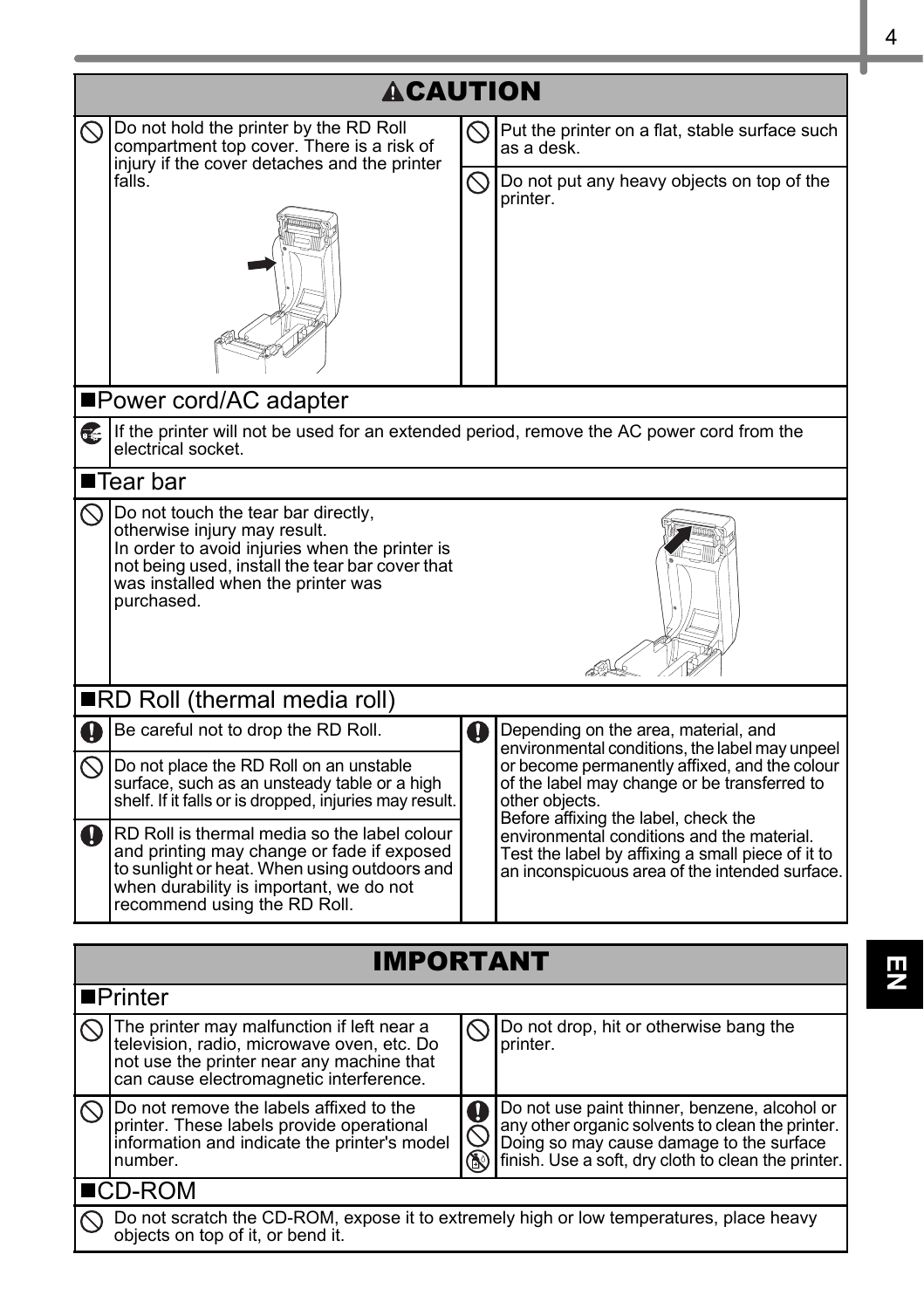## ⚠CAUTION

- Do not hold the printer by the RD Roll compartment top cover. There is a risk of injury if the cover detaches and the printer falls.
- Put the printer on a flat, stable surface such as a desk.
- Do not put any heavy objects on top of the printer.

### ■Power cord/AC adapter

- If the printer will not be used for an extended period, remove the AC power cord from the electrical socket.

### ■Tear bar

- Do not touch the tear bar directly, otherwise injury may result. In order to avoid injuries when the printer is not being used, install the tear bar cover that was installed when the printer was purchased.

### ■RD Roll (thermal media roll)

- Be careful not to drop the RD Roll.
- Do not place the RD Roll on an unstable surface, such as an unsteady table or a high shelf. If it falls or is dropped, injuries may result.
- RD Roll is thermal media so the label colour and printing may change or fade if exposed to sunlight or heat. When using outdoors and when durability is important, we do not recommend using the RD Roll.
- Depending on the area, material, and environmental conditions, the label may unpeel or become permanently affixed, and the colour of the label may change or be transferred to other objects. Before affixing the label, check the environmental conditions and the material. Test the label by affixing a small piece of it to an inconspicuous area of the intended surface.

## IMPORTANT

### ■Printer

- The printer may malfunction if left near a television, radio, microwave oven, etc. Do not use the printer near any machine that can cause electromagnetic interference.
- Do not drop, hit or otherwise bang the printer.
- Do not remove the labels affixed to the printer. These labels provide operational information and indicate the printer's model number.
- Do not use paint thinner, benzene, alcohol or any other organic solvents to clean the printer. Doing so may cause damage to the surface finish. Use a soft, dry cloth to clean the printer.

### ■CD-ROM

- Do not scratch the CD-ROM, expose it to extremely high or low temperatures, place heavy objects on top of it, or bend it.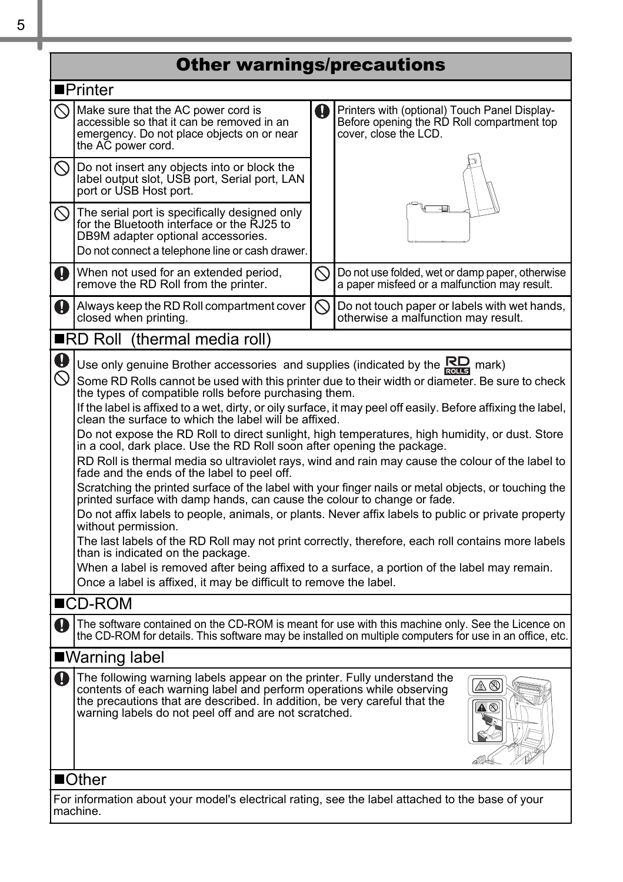# Other warnings/precautions

## ■Printer

- Make sure that the AC power cord is accessible so that it can be removed in an emergency. Do not place objects on or near the AC power cord.
- Do not insert any objects into or block the label output slot, USB port, Serial port, LAN port or USB Host port.
- The serial port is specifically designed only for the Bluetooth interface or the RJ25 to DB9M adapter optional accessories.
  Do not connect a telephone line or cash drawer.
- Printers with (optional) Touch Panel Display- Before opening the RD Roll compartment top cover, close the LCD.
- When not used for an extended period, remove the RD Roll from the printer.
- Do not use folded, wet or damp paper, otherwise a paper misfeed or a malfunction may result.
- Always keep the RD Roll compartment cover closed when printing.
- Do not touch paper or labels with wet hands, otherwise a malfunction may result.

## ■RD Roll (thermal media roll)

Use only genuine Brother accessories and supplies (indicated by the RD ROLLS mark)

Some RD Rolls cannot be used with this printer due to their width or diameter. Be sure to check the types of compatible rolls before purchasing them.

If the label is affixed to a wet, dirty, or oily surface, it may peel off easily. Before affixing the label, clean the surface to which the label will be affixed.

Do not expose the RD Roll to direct sunlight, high temperatures, high humidity, or dust. Store in a cool, dark place. Use the RD Roll soon after opening the package.

RD Roll is thermal media so ultraviolet rays, wind and rain may cause the colour of the label to fade and the ends of the label to peel off.

Scratching the printed surface of the label with your finger nails or metal objects, or touching the printed surface with damp hands, can cause the colour to change or fade.

Do not affix labels to people, animals, or plants. Never affix labels to public or private property without permission.

The last labels of the RD Roll may not print correctly, therefore, each roll contains more labels than is indicated on the package.

When a label is removed after being affixed to a surface, a portion of the label may remain.

Once a label is affixed, it may be difficult to remove the label.

## ■CD-ROM

The software contained on the CD-ROM is meant for use with this machine only. See the Licence on the CD-ROM for details. This software may be installed on multiple computers for use in an office, etc.

## ■Warning label

The following warning labels appear on the printer. Fully understand the contents of each warning label and perform operations while observing the precautions that are described. In addition, be very careful that the warning labels do not peel off and are not scratched.

## ■Other

For information about your model's electrical rating, see the label attached to the base of your machine.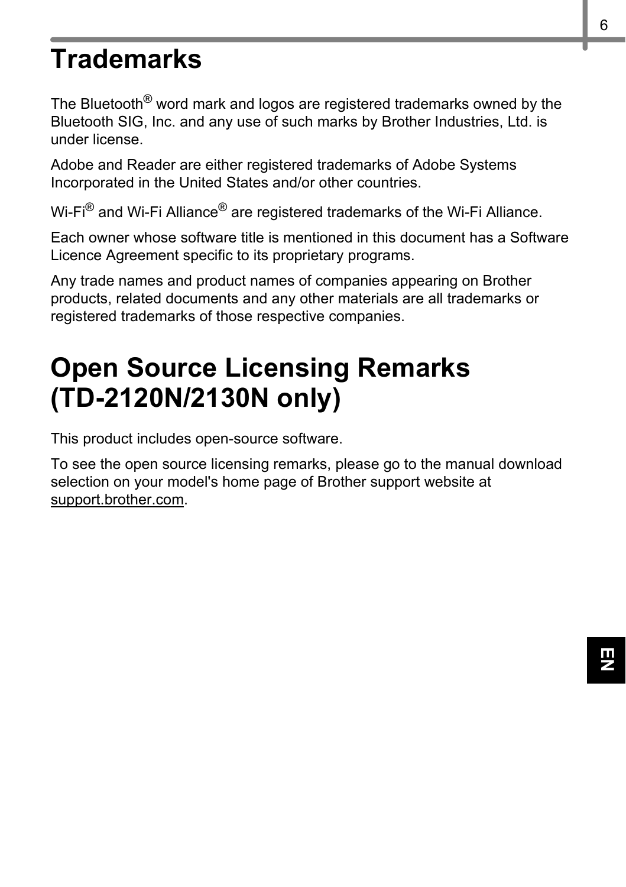# Trademarks

The Bluetooth® word mark and logos are registered trademarks owned by the Bluetooth SIG, Inc. and any use of such marks by Brother Industries, Ltd. is under license.

Adobe and Reader are either registered trademarks of Adobe Systems Incorporated in the United States and/or other countries.

Wi-Fi® and Wi-Fi Alliance® are registered trademarks of the Wi-Fi Alliance.

Each owner whose software title is mentioned in this document has a Software Licence Agreement specific to its proprietary programs.

Any trade names and product names of companies appearing on Brother products, related documents and any other materials are all trademarks or registered trademarks of those respective companies.

# Open Source Licensing Remarks (TD-2120N/2130N only)

This product includes open-source software.

To see the open source licensing remarks, please go to the manual download selection on your model's home page of Brother support website at support.brother.com.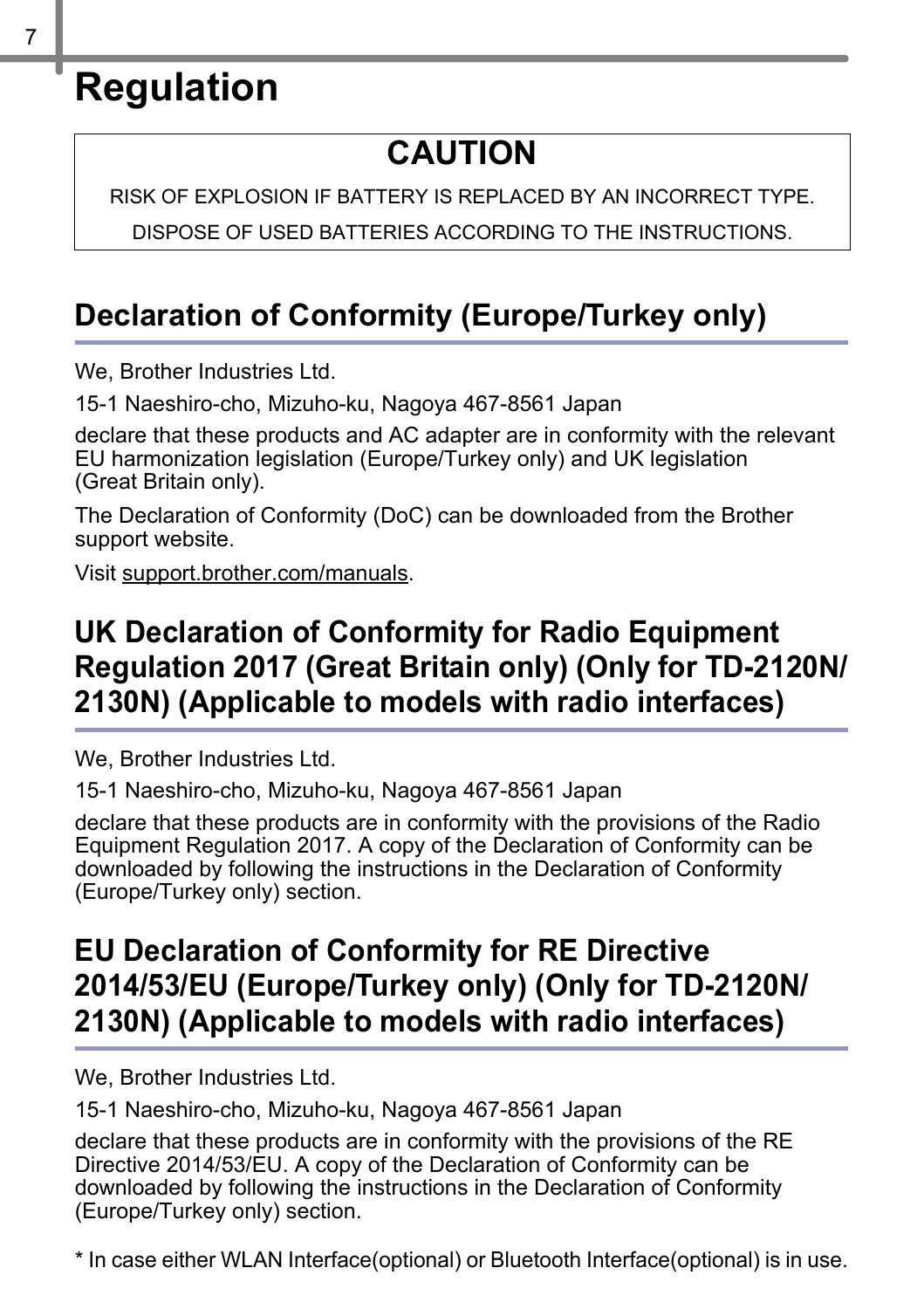# Regulation

**CAUTION**

RISK OF EXPLOSION IF BATTERY IS REPLACED BY AN INCORRECT TYPE.

DISPOSE OF USED BATTERIES ACCORDING TO THE INSTRUCTIONS.

## Declaration of Conformity (Europe/Turkey only)

We, Brother Industries Ltd.

15-1 Naeshiro-cho, Mizuho-ku, Nagoya 467-8561 Japan

declare that these products and AC adapter are in conformity with the relevant EU harmonization legislation (Europe/Turkey only) and UK legislation (Great Britain only).

The Declaration of Conformity (DoC) can be downloaded from the Brother support website.

Visit support.brother.com/manuals.

## UK Declaration of Conformity for Radio Equipment Regulation 2017 (Great Britain only) (Only for TD-2120N/2130N) (Applicable to models with radio interfaces)

We, Brother Industries Ltd.

15-1 Naeshiro-cho, Mizuho-ku, Nagoya 467-8561 Japan

declare that these products are in conformity with the provisions of the Radio Equipment Regulation 2017. A copy of the Declaration of Conformity can be downloaded by following the instructions in the Declaration of Conformity (Europe/Turkey only) section.

## EU Declaration of Conformity for RE Directive 2014/53/EU (Europe/Turkey only) (Only for TD-2120N/2130N) (Applicable to models with radio interfaces)

We, Brother Industries Ltd.

15-1 Naeshiro-cho, Mizuho-ku, Nagoya 467-8561 Japan

declare that these products are in conformity with the provisions of the RE Directive 2014/53/EU. A copy of the Declaration of Conformity can be downloaded by following the instructions in the Declaration of Conformity (Europe/Turkey only) section.

* In case either WLAN Interface(optional) or Bluetooth Interface(optional) is in use.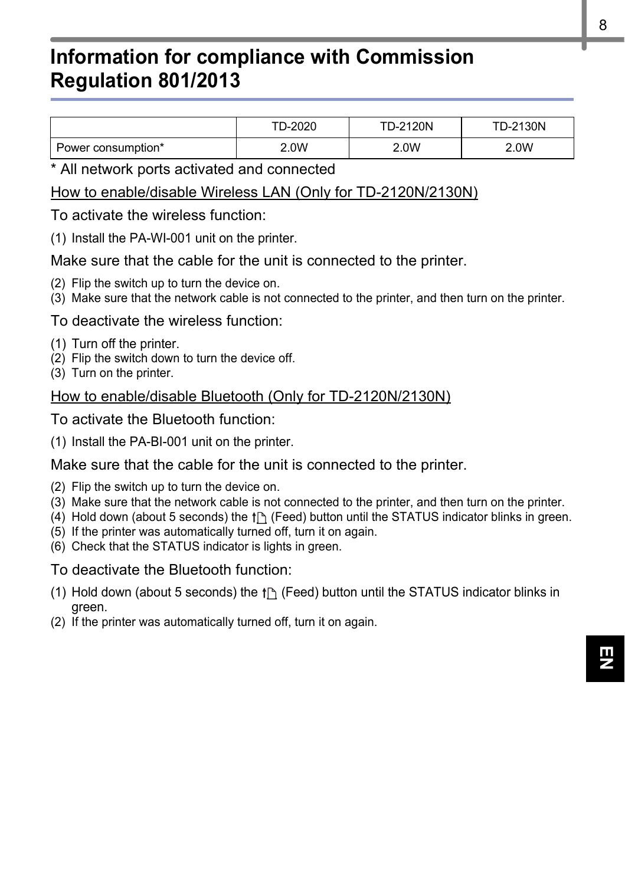# Information for compliance with Commission Regulation 801/2013

| | TD-2020 | TD-2120N | TD-2130N |
|---|---|---|---|
| Power consumption* | 2.0W | 2.0W | 2.0W |

* All network ports activated and connected

How to enable/disable Wireless LAN (Only for TD-2120N/2130N)

To activate the wireless function:

(1) Install the PA-WI-001 unit on the printer.

Make sure that the cable for the unit is connected to the printer.

(2) Flip the switch up to turn the device on.
(3) Make sure that the network cable is not connected to the printer, and then turn on the printer.

To deactivate the wireless function:

(1) Turn off the printer.
(2) Flip the switch down to turn the device off.
(3) Turn on the printer.

How to enable/disable Bluetooth (Only for TD-2120N/2130N)

To activate the Bluetooth function:

(1) Install the PA-BI-001 unit on the printer.

Make sure that the cable for the unit is connected to the printer.

(2) Flip the switch up to turn the device on.
(3) Make sure that the network cable is not connected to the printer, and then turn on the printer.
(4) Hold down (about 5 seconds) the (Feed) button until the STATUS indicator blinks in green.
(5) If the printer was automatically turned off, turn it on again.
(6) Check that the STATUS indicator is lights in green.

To deactivate the Bluetooth function:

(1) Hold down (about 5 seconds) the (Feed) button until the STATUS indicator blinks in green.
(2) If the printer was automatically turned off, turn it on again.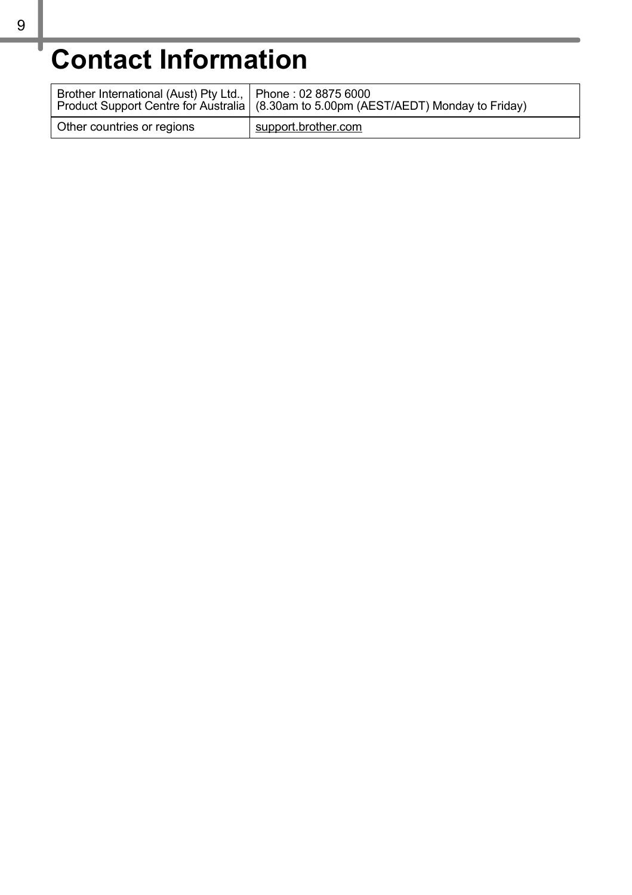# Contact Information

| Brother International (Aust) Pty Ltd., Product Support Centre for Australia | Phone : 02 8875 6000 (8.30am to 5.00pm (AEST/AEDT) Monday to Friday) |
| --- | --- |
| Other countries or regions | support.brother.com |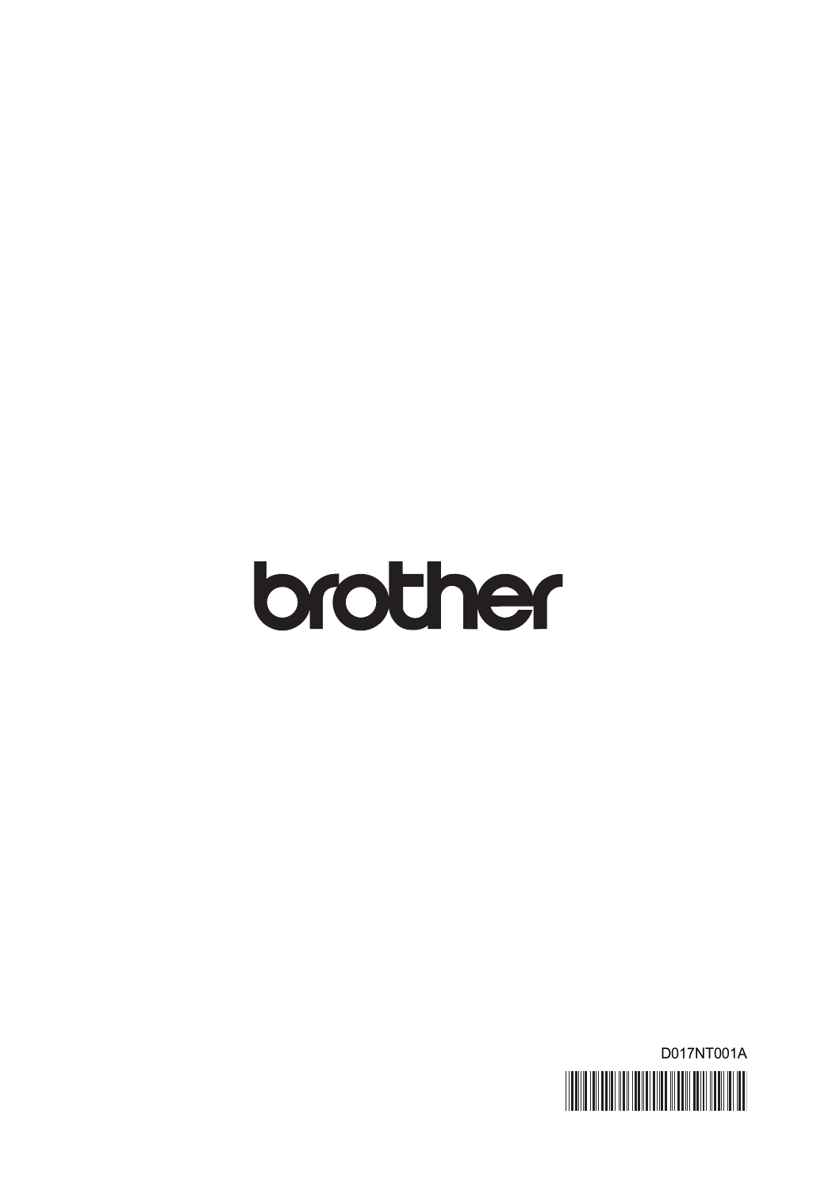brother

D017NT001A